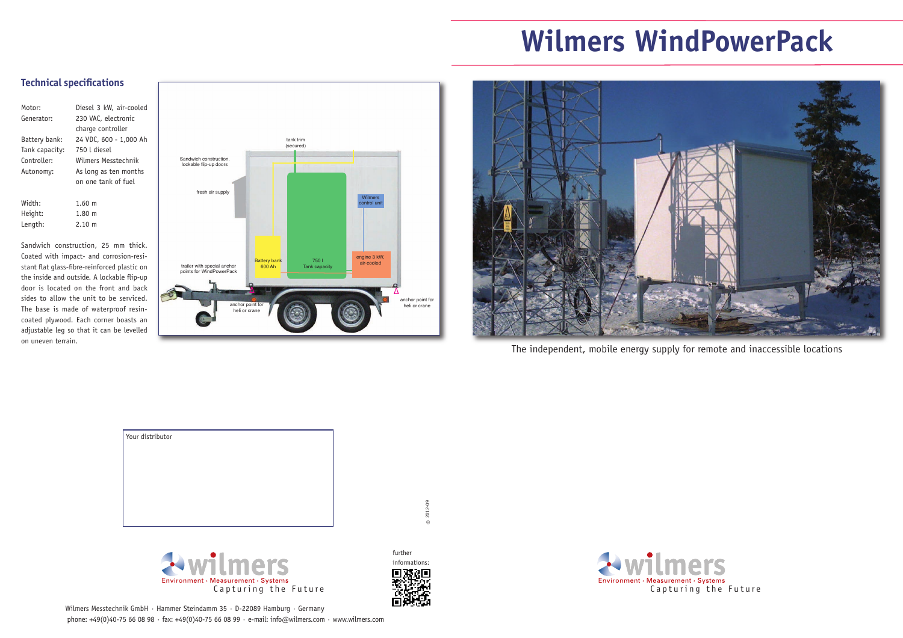# Wilmers WindPowerPack

## Technical specifications

| | |
|---|---|
| Motor: | Diesel 3 kW, air-cooled |
| Generator: | 230 VAC, electronic charge controller |
| Battery bank: | 24 VDC, 600 - 1,000 Ah |
| Tank capacity: | 750 l diesel |
| Controller: | Wilmers Messtechnik |
| Autonomy: | As long as ten months on one tank of fuel |

| | |
|---|---|
| Width: | 1.60 m |
| Height: | 1.80 m |
| Length: | 2.10 m |

Sandwich construction, 25 mm thick. Coated with impact- and corrosion-resistant flat glass-fibre-reinforced plastic on the inside and outside. A lockable flip-up door is located on the front and back sides to allow the unit to be serviced. The base is made of waterproof resin-coated plywood. Each corner boasts an adjustable leg so that it can be levelled on uneven terrain.

The independent, mobile energy supply for remote and inaccessible locations

Your distributor

© 2012-09

further informations:

wilmers
Environment · Measurement · Systems
Capturing the Future

Wilmers Messtechnik GmbH · Hammer Steindamm 35 · D-22089 Hamburg · Germany
phone: +49(0)40-75 66 08 98 · fax: +49(0)40-75 66 08 99 · e-mail: info@wilmers.com · www.wilmers.com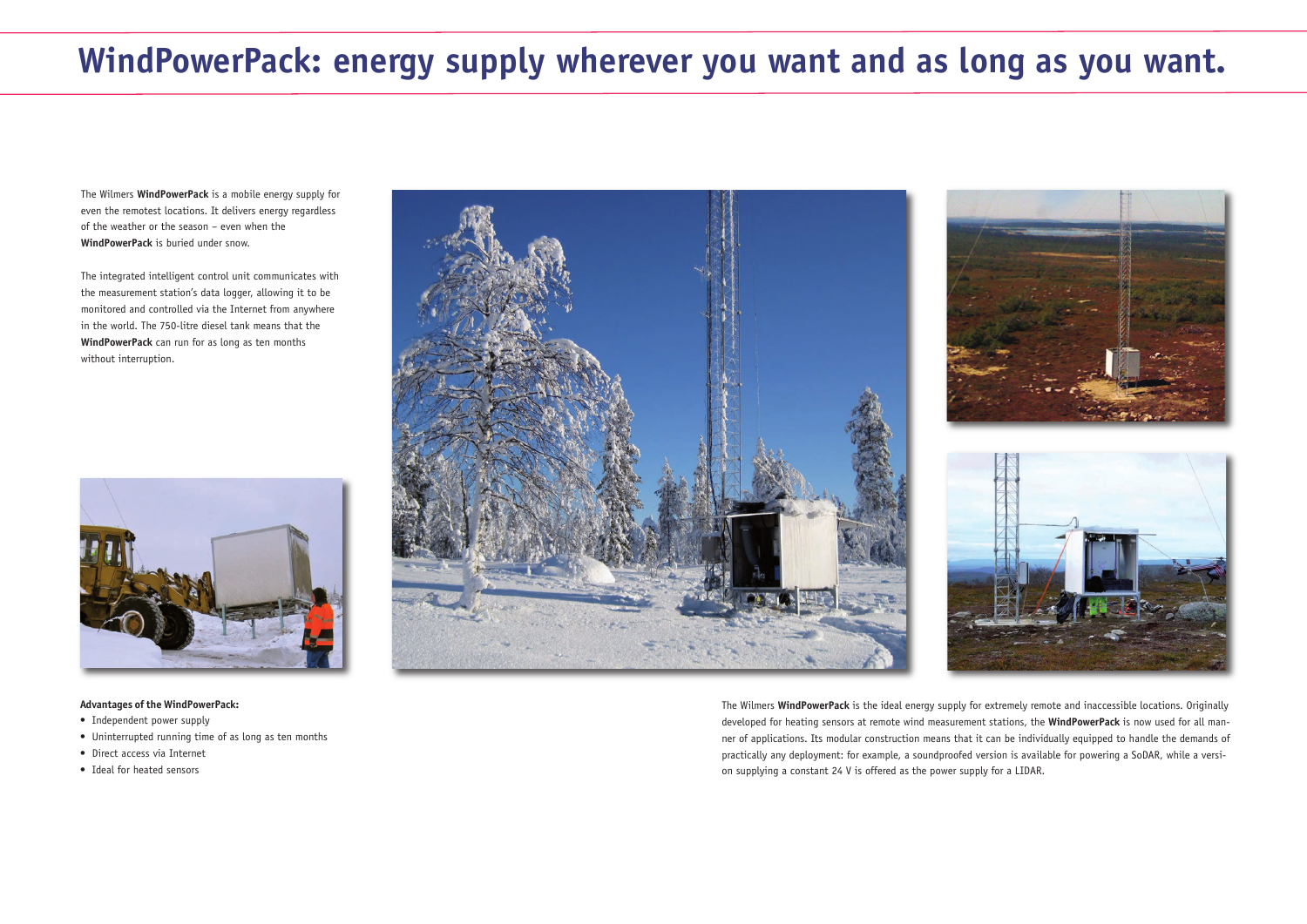# WindPowerPack: energy supply wherever you want and as long as you want.

The Wilmers **WindPowerPack** is a mobile energy supply for even the remotest locations. It delivers energy regardless of the weather or the season – even when the **WindPowerPack** is buried under snow.

The integrated intelligent control unit communicates with the measurement station's data logger, allowing it to be monitored and controlled via the Internet from anywhere in the world. The 750-litre diesel tank means that the **WindPowerPack** can run for as long as ten months without interruption.

**Advantages of the WindPowerPack:**

- Independent power supply
- Uninterrupted running time of as long as ten months
- Direct access via Internet
- Ideal for heated sensors

The Wilmers **WindPowerPack** is the ideal energy supply for extremely remote and inaccessible locations. Originally developed for heating sensors at remote wind measurement stations, the **WindPowerPack** is now used for all manner of applications. Its modular construction means that it can be individually equipped to handle the demands of practically any deployment: for example, a soundproofed version is available for powering a SoDAR, while a version supplying a constant 24 V is offered as the power supply for a LIDAR.